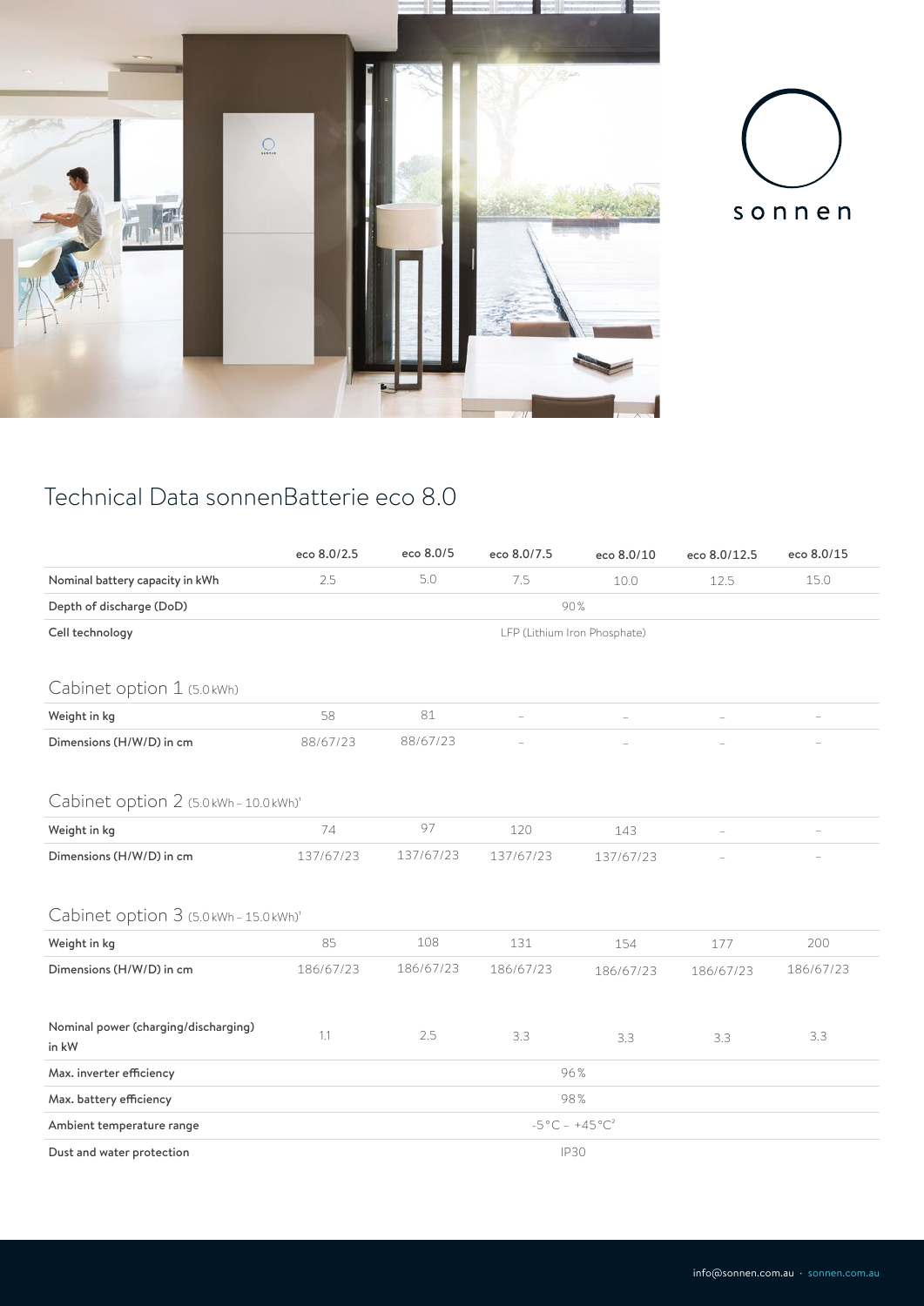sonnen

# Technical Data sonnenBatterie eco 8.0

| | eco 8.0/2.5 | eco 8.0/5 | eco 8.0/7.5 | eco 8.0/10 | eco 8.0/12.5 | eco 8.0/15 |
|---|---|---|---|---|---|---|
| **Nominal battery capacity in kWh** | 2.5 | 5.0 | 7.5 | 10.0 | 12.5 | 15.0 |
| **Depth of discharge (DoD)** | 90% | | | | | |
| **Cell technology** | LFP (Lithium Iron Phosphate) | | | | | |

## Cabinet option 1 (5.0 kWh)

| | eco 8.0/2.5 | eco 8.0/5 | eco 8.0/7.5 | eco 8.0/10 | eco 8.0/12.5 | eco 8.0/15 |
|---|---|---|---|---|---|---|
| **Weight in kg** | 58 | 81 | – | – | – | – |
| **Dimensions (H/W/D) in cm** | 88/67/23 | 88/67/23 | – | – | – | – |

## Cabinet option 2 (5.0 kWh – 10.0 kWh)[1]

| | eco 8.0/2.5 | eco 8.0/5 | eco 8.0/7.5 | eco 8.0/10 | eco 8.0/12.5 | eco 8.0/15 |
|---|---|---|---|---|---|---|
| **Weight in kg** | 74 | 97 | 120 | 143 | – | – |
| **Dimensions (H/W/D) in cm** | 137/67/23 | 137/67/23 | 137/67/23 | 137/67/23 | – | – |

## Cabinet option 3 (5.0 kWh – 15.0 kWh)[1]

| | eco 8.0/2.5 | eco 8.0/5 | eco 8.0/7.5 | eco 8.0/10 | eco 8.0/12.5 | eco 8.0/15 |
|---|---|---|---|---|---|---|
| **Weight in kg** | 85 | 108 | 131 | 154 | 177 | 200 |
| **Dimensions (H/W/D) in cm** | 186/67/23 | 186/67/23 | 186/67/23 | 186/67/23 | 186/67/23 | 186/67/23 |

| | eco 8.0/2.5 | eco 8.0/5 | eco 8.0/7.5 | eco 8.0/10 | eco 8.0/12.5 | eco 8.0/15 |
|---|---|---|---|---|---|---|
| **Nominal power (charging/discharging) in kW** | 1.1 | 2.5 | 3.3 | 3.3 | 3.3 | 3.3 |
| **Max. inverter efficiency** | 96% | | | | | |
| **Max. battery efficiency** | 98% | | | | | |
| **Ambient temperature range** | -5°C – +45°C[2] | | | | | |
| **Dust and water protection** | IP30 | | | | | |

info@sonnen.com.au · sonnen.com.au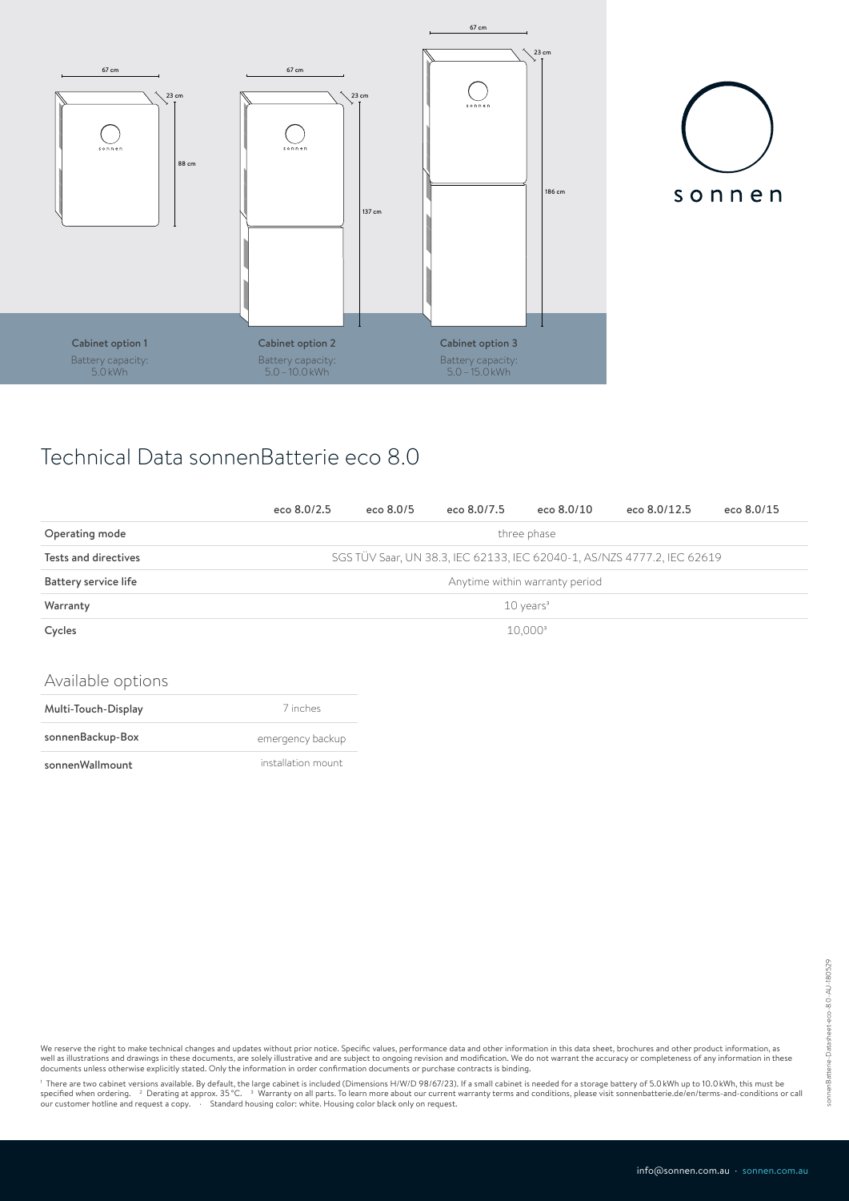Cabinet option 1
Battery capacity:
5.0 kWh

67 cm
23 cm
88 cm

Cabinet option 2
Battery capacity:
5.0 – 10.0 kWh

67 cm
23 cm
137 cm

Cabinet option 3
Battery capacity:
5.0 – 15.0 kWh

67 cm
23 cm
186 cm

sonnen

# Technical Data sonnenBatterie eco 8.0

| | eco 8.0/2.5 | eco 8.0/5 | eco 8.0/7.5 | eco 8.0/10 | eco 8.0/12.5 | eco 8.0/15 |
|---|---|---|---|---|---|---|
| Operating mode | three phase | | | | | |
| Tests and directives | SGS TÜV Saar, UN 38.3, IEC 62133, IEC 62040-1, AS/NZS 4777.2, IEC 62619 | | | | | |
| Battery service life | Anytime within warranty period | | | | | |
| Warranty | 10 years[3] | | | | | |
| Cycles | 10,000[3] | | | | | |

## Available options

| | |
|---|---|
| Multi-Touch-Display | 7 inches |
| sonnenBackup-Box | emergency backup |
| sonnenWallmount | installation mount |

We reserve the right to make technical changes and updates without prior notice. Specific values, performance data and other information in this data sheet, brochures and other product information, as well as illustrations and drawings in these documents, are solely illustrative and are subject to ongoing revision and modification. We do not warrant the accuracy or completeness of any information in these documents unless otherwise explicitly stated. Only the information in order confirmation documents or purchase contracts is binding.

[1] There are two cabinet versions available. By default, the large cabinet is included (Dimensions H/W/D 98/67/23). If a small cabinet is needed for a storage battery of 5.0 kWh up to 10.0 kWh, this must be specified when ordering. [2] Derating at approx. 35 °C. [3] Warranty on all parts. To learn more about our current warranty terms and conditions, please visit sonnenbatterie.de/en/terms-and-conditions or call our customer hotline and request a copy. · Standard housing color: white. Housing color black only on request.

sonnenBatterie-Datasheet-eco-8.0-AU-180529

info@sonnen.com.au · sonnen.com.au